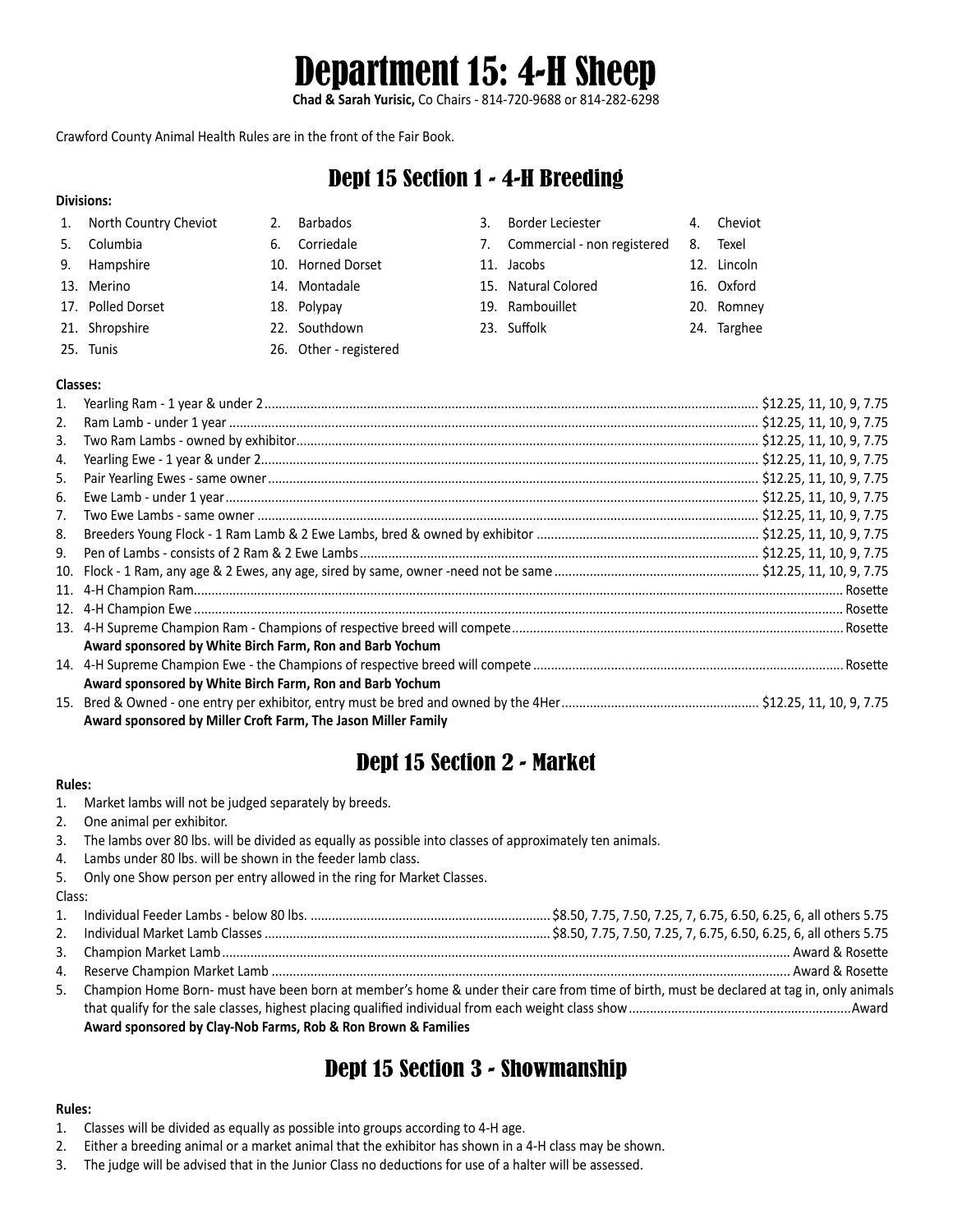# Department 15: 4-H Sheep

**Chad & Sarah Yurisic,** Co Chairs - 814-720-9688 or 814-282-6298

Crawford County Animal Health Rules are in the front of the Fair Book.

## Dept 15 Section 1 - 4-H Breeding

**Divisions:**

1. North Country Cheviot
2. Barbados
3. Border Leciester
4. Cheviot
5. Columbia
6. Corriedale
7. Commercial - non registered
8. Texel
9. Hampshire
10. Horned Dorset
11. Jacobs
12. Lincoln
13. Merino
14. Montadale
15. Natural Colored
16. Oxford
17. Polled Dorset
18. Polypay
19. Rambouillet
20. Romney
21. Shropshire
22. Southdown
23. Suffolk
24. Targhee
25. Tunis
26. Other - registered

**Classes:**

1. Yearling Ram - 1 year & under 2 .......... $12.25, 11, 10, 9, 7.75
2. Ram Lamb - under 1 year .......... $12.25, 11, 10, 9, 7.75
3. Two Ram Lambs - owned by exhibitor .......... $12.25, 11, 10, 9, 7.75
4. Yearling Ewe - 1 year & under 2 .......... $12.25, 11, 10, 9, 7.75
5. Pair Yearling Ewes - same owner .......... $12.25, 11, 10, 9, 7.75
6. Ewe Lamb - under 1 year .......... $12.25, 11, 10, 9, 7.75
7. Two Ewe Lambs - same owner .......... $12.25, 11, 10, 9, 7.75
8. Breeders Young Flock - 1 Ram Lamb & 2 Ewe Lambs, bred & owned by exhibitor .......... $12.25, 11, 10, 9, 7.75
9. Pen of Lambs - consists of 2 Ram & 2 Ewe Lambs .......... $12.25, 11, 10, 9, 7.75
10. Flock - 1 Ram, any age & 2 Ewes, any age, sired by same, owner -need not be same .......... $12.25, 11, 10, 9, 7.75
11. 4-H Champion Ram .......... Rosette
12. 4-H Champion Ewe .......... Rosette
13. 4-H Supreme Champion Ram - Champions of respective breed will compete .......... Rosette
    **Award sponsored by White Birch Farm, Ron and Barb Yochum**
14. 4-H Supreme Champion Ewe - the Champions of respective breed will compete .......... Rosette
    **Award sponsored by White Birch Farm, Ron and Barb Yochum**
15. Bred & Owned - one entry per exhibitor, entry must be bred and owned by the 4Her .......... $12.25, 11, 10, 9, 7.75
    **Award sponsored by Miller Croft Farm, The Jason Miller Family**

## Dept 15 Section 2 - Market

**Rules:**

1. Market lambs will not be judged separately by breeds.
2. One animal per exhibitor.
3. The lambs over 80 lbs. will be divided as equally as possible into classes of approximately ten animals.
4. Lambs under 80 lbs. will be shown in the feeder lamb class.
5. Only one Show person per entry allowed in the ring for Market Classes.

Class:

1. Individual Feeder Lambs - below 80 lbs. .......... $8.50, 7.75, 7.50, 7.25, 7, 6.75, 6.50, 6.25, 6, all others 5.75
2. Individual Market Lamb Classes .......... $8.50, 7.75, 7.50, 7.25, 7, 6.75, 6.50, 6.25, 6, all others 5.75
3. Champion Market Lamb .......... Award & Rosette
4. Reserve Champion Market Lamb .......... Award & Rosette
5. Champion Home Born- must have been born at member's home & under their care from time of birth, must be declared at tag in, only animals that qualify for the sale classes, highest placing qualified individual from each weight class show .......... Award
   **Award sponsored by Clay-Nob Farms, Rob & Ron Brown & Families**

## Dept 15 Section 3 - Showmanship

**Rules:**

1. Classes will be divided as equally as possible into groups according to 4-H age.
2. Either a breeding animal or a market animal that the exhibitor has shown in a 4-H class may be shown.
3. The judge will be advised that in the Junior Class no deductions for use of a halter will be assessed.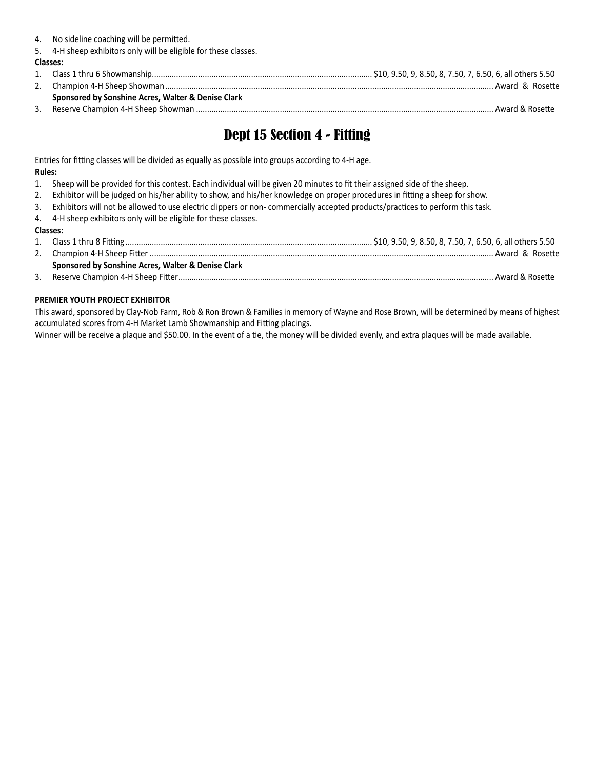4. No sideline coaching will be permitted.
5. 4-H sheep exhibitors only will be eligible for these classes.

**Classes:**

1. Class 1 thru 6 Showmanship.................................................................................................... $10, 9.50, 9, 8.50, 8, 7.50, 7, 6.50, 6, all others 5.50
2. Champion 4-H Sheep Showman.................................................................................................................................... Award & Rosette
   **Sponsored by Sonshine Acres, Walter & Denise Clark**
3. Reserve Champion 4-H Sheep Showman ...................................................................................................................... Award & Rosette

## Dept 15 Section 4 - Fitting

Entries for fitting classes will be divided as equally as possible into groups according to 4-H age.

**Rules:**

1. Sheep will be provided for this contest. Each individual will be given 20 minutes to fit their assigned side of the sheep.
2. Exhibitor will be judged on his/her ability to show, and his/her knowledge on proper procedures in fitting a sheep for show.
3. Exhibitors will not be allowed to use electric clippers or non- commercially accepted products/practices to perform this task.
4. 4-H sheep exhibitors only will be eligible for these classes.

**Classes:**

1. Class 1 thru 8 Fitting................................................................................................................ $10, 9.50, 9, 8.50, 8, 7.50, 7, 6.50, 6, all others 5.50
2. Champion 4-H Sheep Fitter ......................................................................................................................................... Award & Rosette
   **Sponsored by Sonshine Acres, Walter & Denise Clark**
3. Reserve Champion 4-H Sheep Fitter.............................................................................................................................. Award & Rosette

**PREMIER YOUTH PROJECT EXHIBITOR**

This award, sponsored by Clay-Nob Farm, Rob & Ron Brown & Families in memory of Wayne and Rose Brown, will be determined by means of highest accumulated scores from 4-H Market Lamb Showmanship and Fitting placings.

Winner will be receive a plaque and $50.00. In the event of a tie, the money will be divided evenly, and extra plaques will be made available.